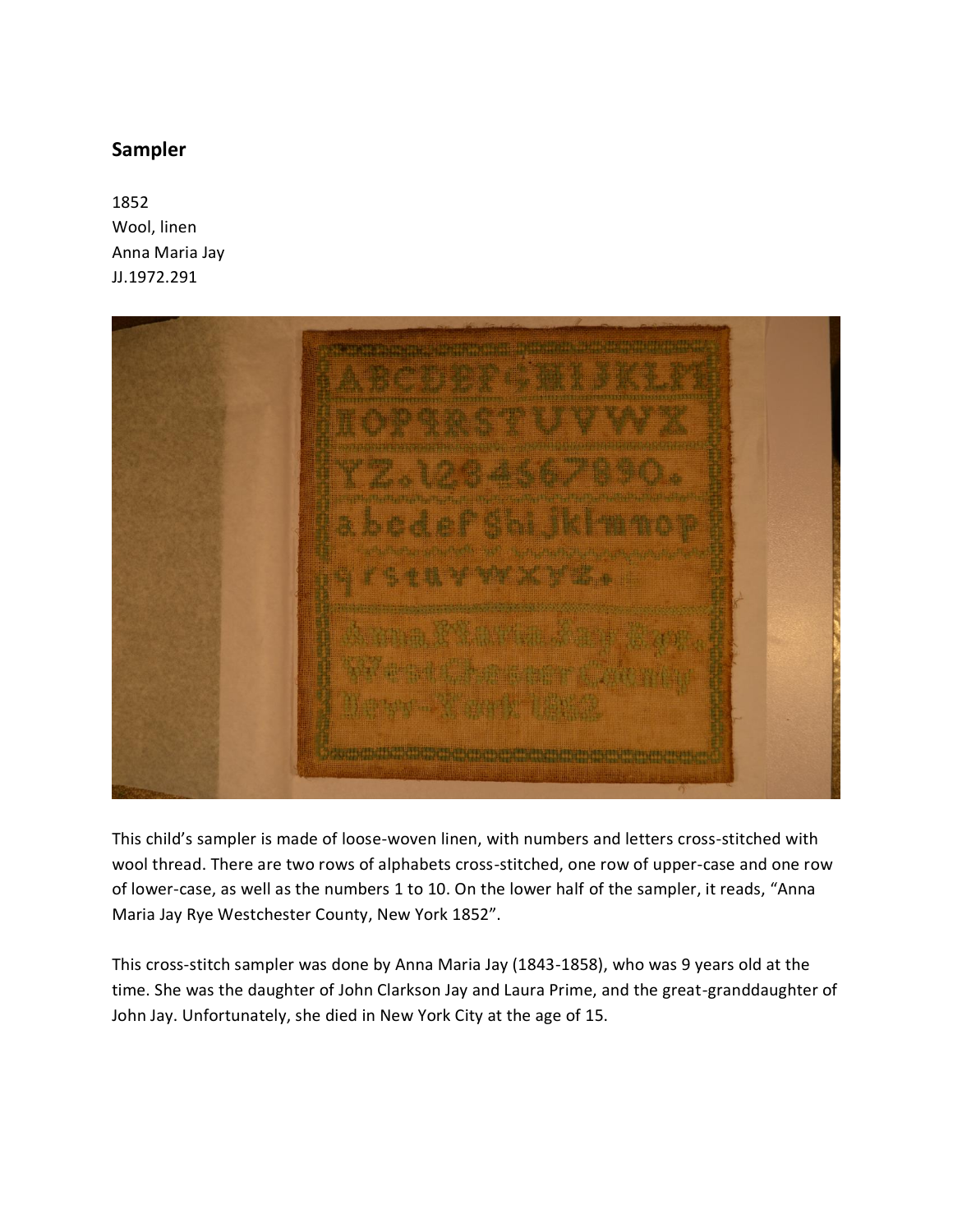## Sampler

1852
Wool, linen
Anna Maria Jay
JJ.1972.291

This child's sampler is made of loose-woven linen, with numbers and letters cross-stitched with wool thread. There are two rows of alphabets cross-stitched, one row of upper-case and one row of lower-case, as well as the numbers 1 to 10. On the lower half of the sampler, it reads, "Anna Maria Jay Rye Westchester County, New York 1852".

This cross-stitch sampler was done by Anna Maria Jay (1843-1858), who was 9 years old at the time. She was the daughter of John Clarkson Jay and Laura Prime, and the great-granddaughter of John Jay. Unfortunately, she died in New York City at the age of 15.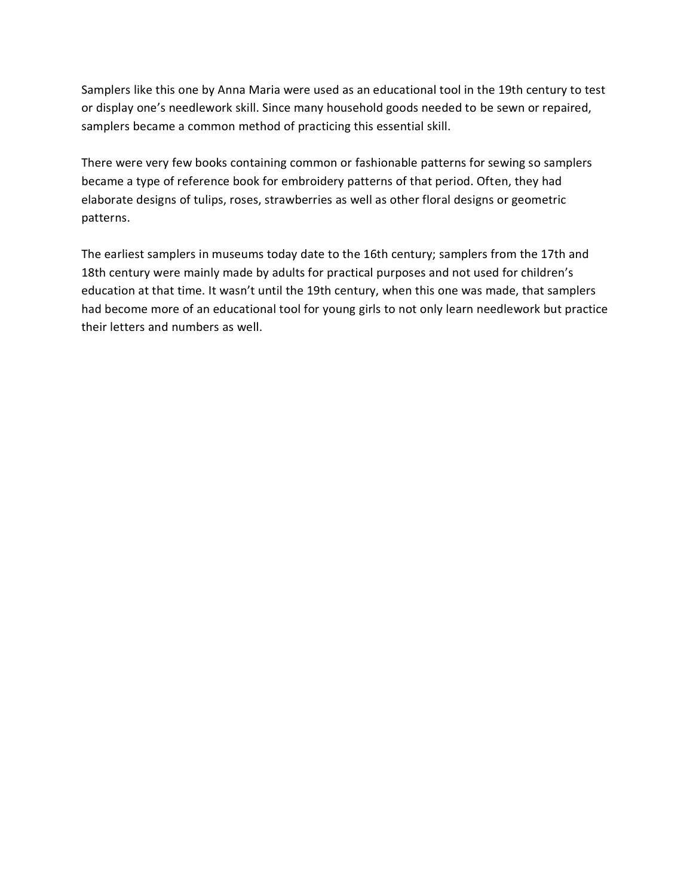Samplers like this one by Anna Maria were used as an educational tool in the 19th century to test or display one's needlework skill. Since many household goods needed to be sewn or repaired, samplers became a common method of practicing this essential skill.

There were very few books containing common or fashionable patterns for sewing so samplers became a type of reference book for embroidery patterns of that period. Often, they had elaborate designs of tulips, roses, strawberries as well as other floral designs or geometric patterns.

The earliest samplers in museums today date to the 16th century; samplers from the 17th and 18th century were mainly made by adults for practical purposes and not used for children's education at that time. It wasn't until the 19th century, when this one was made, that samplers had become more of an educational tool for young girls to not only learn needlework but practice their letters and numbers as well.